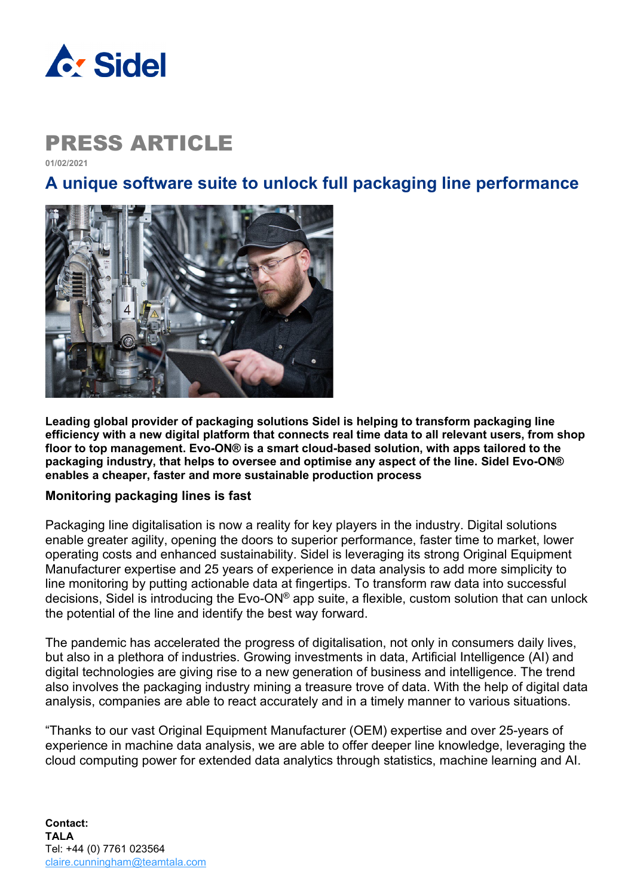Sidel

# PRESS ARTICLE

01/02/2021

## A unique software suite to unlock full packaging line performance

**Leading global provider of packaging solutions Sidel is helping to transform packaging line efficiency with a new digital platform that connects real time data to all relevant users, from shop floor to top management. Evo-ON® is a smart cloud-based solution, with apps tailored to the packaging industry, that helps to oversee and optimise any aspect of the line. Sidel Evo-ON® enables a cheaper, faster and more sustainable production process**

### Monitoring packaging lines is fast

Packaging line digitalisation is now a reality for key players in the industry. Digital solutions enable greater agility, opening the doors to superior performance, faster time to market, lower operating costs and enhanced sustainability. Sidel is leveraging its strong Original Equipment Manufacturer expertise and 25 years of experience in data analysis to add more simplicity to line monitoring by putting actionable data at fingertips. To transform raw data into successful decisions, Sidel is introducing the Evo-ON® app suite, a flexible, custom solution that can unlock the potential of the line and identify the best way forward.

The pandemic has accelerated the progress of digitalisation, not only in consumers daily lives, but also in a plethora of industries. Growing investments in data, Artificial Intelligence (AI) and digital technologies are giving rise to a new generation of business and intelligence. The trend also involves the packaging industry mining a treasure trove of data. With the help of digital data analysis, companies are able to react accurately and in a timely manner to various situations.

"Thanks to our vast Original Equipment Manufacturer (OEM) expertise and over 25-years of experience in machine data analysis, we are able to offer deeper line knowledge, leveraging the cloud computing power for extended data analytics through statistics, machine learning and AI.

**Contact:**
**TALA**
Tel: +44 (0) 7761 023564
claire.cunningham@teamtala.com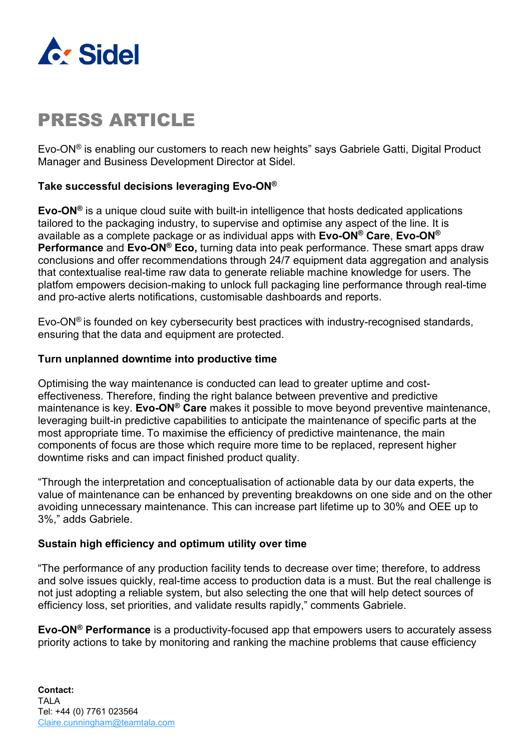Evo-ON® is enabling our customers to reach new heights" says Gabriele Gatti, Digital Product Manager and Business Development Director at Sidel.

**Take successful decisions leveraging Evo-ON®**

**Evo-ON®** is a unique cloud suite with built-in intelligence that hosts dedicated applications tailored to the packaging industry, to supervise and optimise any aspect of the line. It is available as a complete package or as individual apps with **Evo-ON® Care**, **Evo-ON® Performance** and **Evo-ON® Eco,** turning data into peak performance. These smart apps draw conclusions and offer recommendations through 24/7 equipment data aggregation and analysis that contextualise real-time raw data to generate reliable machine knowledge for users. The platfom empowers decision-making to unlock full packaging line performance through real-time and pro-active alerts notifications, customisable dashboards and reports.

Evo-ON® is founded on key cybersecurity best practices with industry-recognised standards, ensuring that the data and equipment are protected.

**Turn unplanned downtime into productive time**

Optimising the way maintenance is conducted can lead to greater uptime and cost-effectiveness. Therefore, finding the right balance between preventive and predictive maintenance is key. **Evo-ON® Care** makes it possible to move beyond preventive maintenance, leveraging built-in predictive capabilities to anticipate the maintenance of specific parts at the most appropriate time. To maximise the efficiency of predictive maintenance, the main components of focus are those which require more time to be replaced, represent higher downtime risks and can impact finished product quality.

"Through the interpretation and conceptualisation of actionable data by our data experts, the value of maintenance can be enhanced by preventing breakdowns on one side and on the other avoiding unnecessary maintenance. This can increase part lifetime up to 30% and OEE up to 3%," adds Gabriele.

**Sustain high efficiency and optimum utility over time**

"The performance of any production facility tends to decrease over time; therefore, to address and solve issues quickly, real-time access to production data is a must. But the real challenge is not just adopting a reliable system, but also selecting the one that will help detect sources of efficiency loss, set priorities, and validate results rapidly," comments Gabriele.

**Evo-ON® Performance** is a productivity-focused app that empowers users to accurately assess priority actions to take by monitoring and ranking the machine problems that cause efficiency

**Contact:**
TALA
Tel: +44 (0) 7761 023564
Claire.cunningham@teamtala.com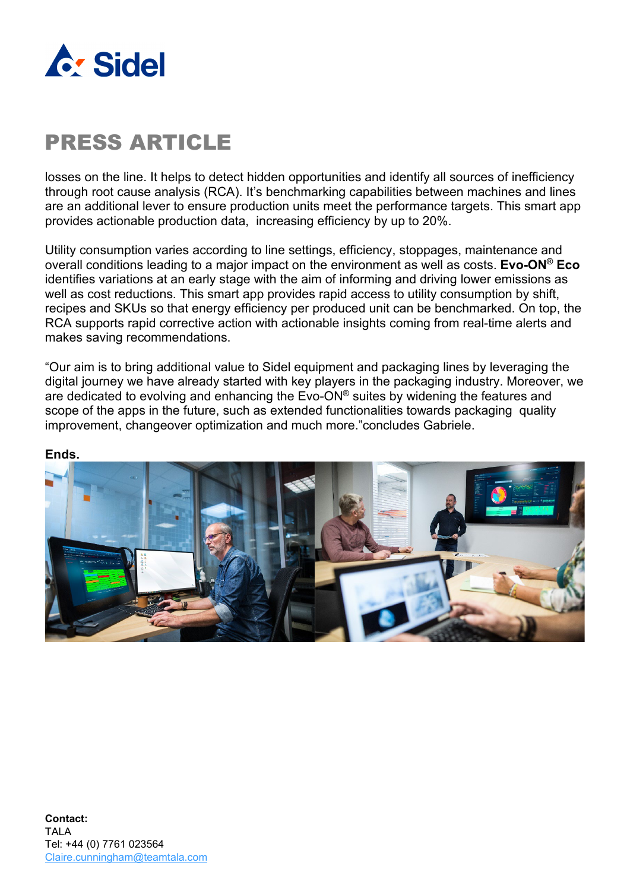# PRESS ARTICLE

losses on the line. It helps to detect hidden opportunities and identify all sources of inefficiency through root cause analysis (RCA). It's benchmarking capabilities between machines and lines are an additional lever to ensure production units meet the performance targets. This smart app provides actionable production data, increasing efficiency by up to 20%.

Utility consumption varies according to line settings, efficiency, stoppages, maintenance and overall conditions leading to a major impact on the environment as well as costs. **Evo-ON® Eco** identifies variations at an early stage with the aim of informing and driving lower emissions as well as cost reductions. This smart app provides rapid access to utility consumption by shift, recipes and SKUs so that energy efficiency per produced unit can be benchmarked. On top, the RCA supports rapid corrective action with actionable insights coming from real-time alerts and makes saving recommendations.

"Our aim is to bring additional value to Sidel equipment and packaging lines by leveraging the digital journey we have already started with key players in the packaging industry. Moreover, we are dedicated to evolving and enhancing the Evo-ON® suites by widening the features and scope of the apps in the future, such as extended functionalities towards packaging quality improvement, changeover optimization and much more."concludes Gabriele.

**Ends.**

**Contact:**
TALA
Tel: +44 (0) 7761 023564
Claire.cunningham@teamtala.com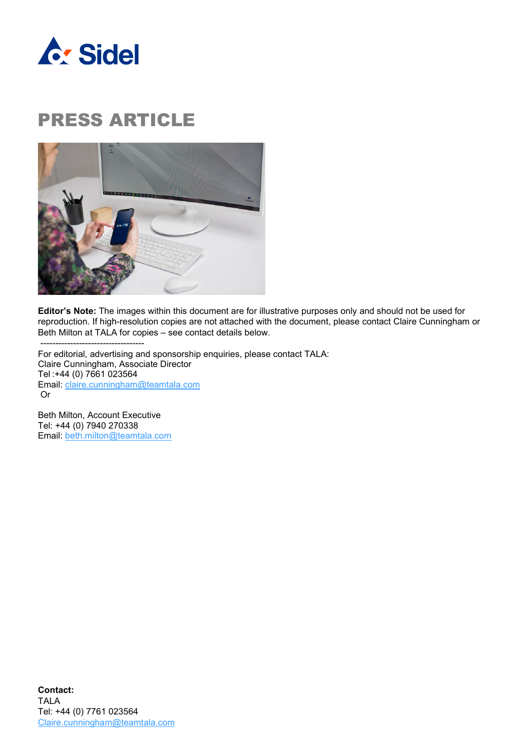# PRESS ARTICLE

**Editor's Note:** The images within this document are for illustrative purposes only and should not be used for reproduction. If high-resolution copies are not attached with the document, please contact Claire Cunningham or Beth Milton at TALA for copies – see contact details below.

-----------------------------------

For editorial, advertising and sponsorship enquiries, please contact TALA:
Claire Cunningham, Associate Director
Tel :+44 (0) 7661 023564
Email: claire.cunningham@teamtala.com
Or

Beth Milton, Account Executive
Tel: +44 (0) 7940 270338
Email: beth.milton@teamtala.com

**Contact:**
TALA
Tel: +44 (0) 7761 023564
Claire.cunningham@teamtala.com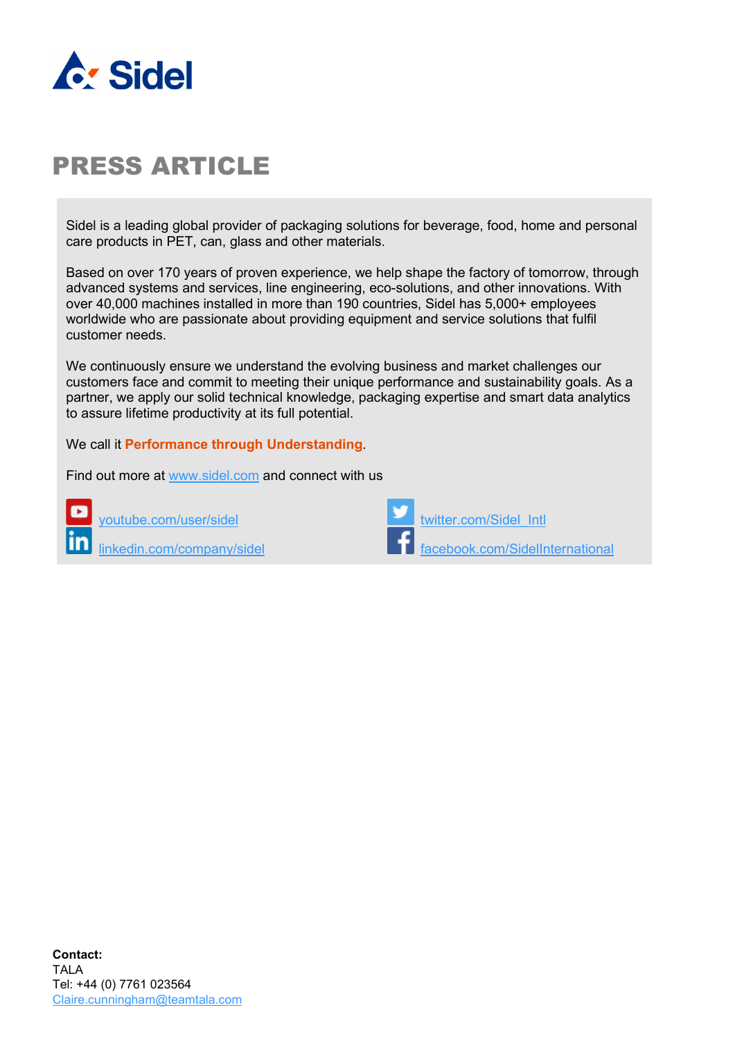# PRESS ARTICLE

Sidel is a leading global provider of packaging solutions for beverage, food, home and personal care products in PET, can, glass and other materials.

Based on over 170 years of proven experience, we help shape the factory of tomorrow, through advanced systems and services, line engineering, eco-solutions, and other innovations. With over 40,000 machines installed in more than 190 countries, Sidel has 5,000+ employees worldwide who are passionate about providing equipment and service solutions that fulfil customer needs.

We continuously ensure we understand the evolving business and market challenges our customers face and commit to meeting their unique performance and sustainability goals. As a partner, we apply our solid technical knowledge, packaging expertise and smart data analytics to assure lifetime productivity at its full potential.

We call it **Performance through Understanding**.

Find out more at www.sidel.com and connect with us

youtube.com/user/sidel

twitter.com/Sidel_Intl

linkedin.com/company/sidel

facebook.com/SidelInternational

**Contact:**
TALA
Tel: +44 (0) 7761 023564
Claire.cunningham@teamtala.com